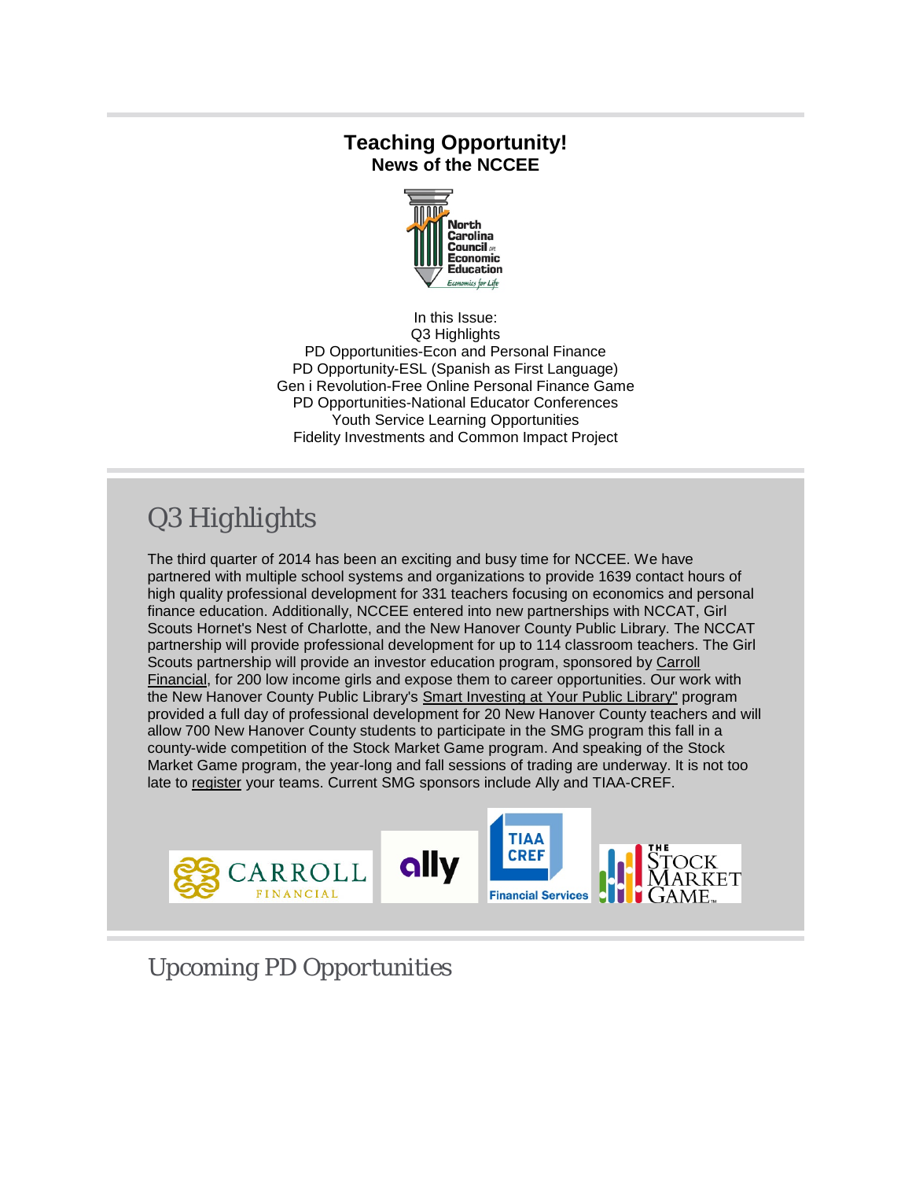# Teaching Opportunity!

**News of the NCCEE**

In this Issue:
Q3 Highlights
PD Opportunities-Econ and Personal Finance
PD Opportunity-ESL (Spanish as First Language)
Gen i Revolution-Free Online Personal Finance Game
PD Opportunities-National Educator Conferences
Youth Service Learning Opportunities
Fidelity Investments and Common Impact Project

## Q3 Highlights

The third quarter of 2014 has been an exciting and busy time for NCCEE. We have partnered with multiple school systems and organizations to provide 1639 contact hours of high quality professional development for 331 teachers focusing on economics and personal finance education. Additionally, NCCEE entered into new partnerships with NCCAT, Girl Scouts Hornet's Nest of Charlotte, and the New Hanover County Public Library. The NCCAT partnership will provide professional development for up to 114 classroom teachers. The Girl Scouts partnership will provide an investor education program, sponsored by Carroll Financial, for 200 low income girls and expose them to career opportunities. Our work with the New Hanover County Public Library's Smart Investing at Your Public Library" program provided a full day of professional development for 20 New Hanover County teachers and will allow 700 New Hanover County students to participate in the SMG program this fall in a county-wide competition of the Stock Market Game program. And speaking of the Stock Market Game program, the year-long and fall sessions of trading are underway. It is not too late to register your teams. Current SMG sponsors include Ally and TIAA-CREF.

## Upcoming PD Opportunities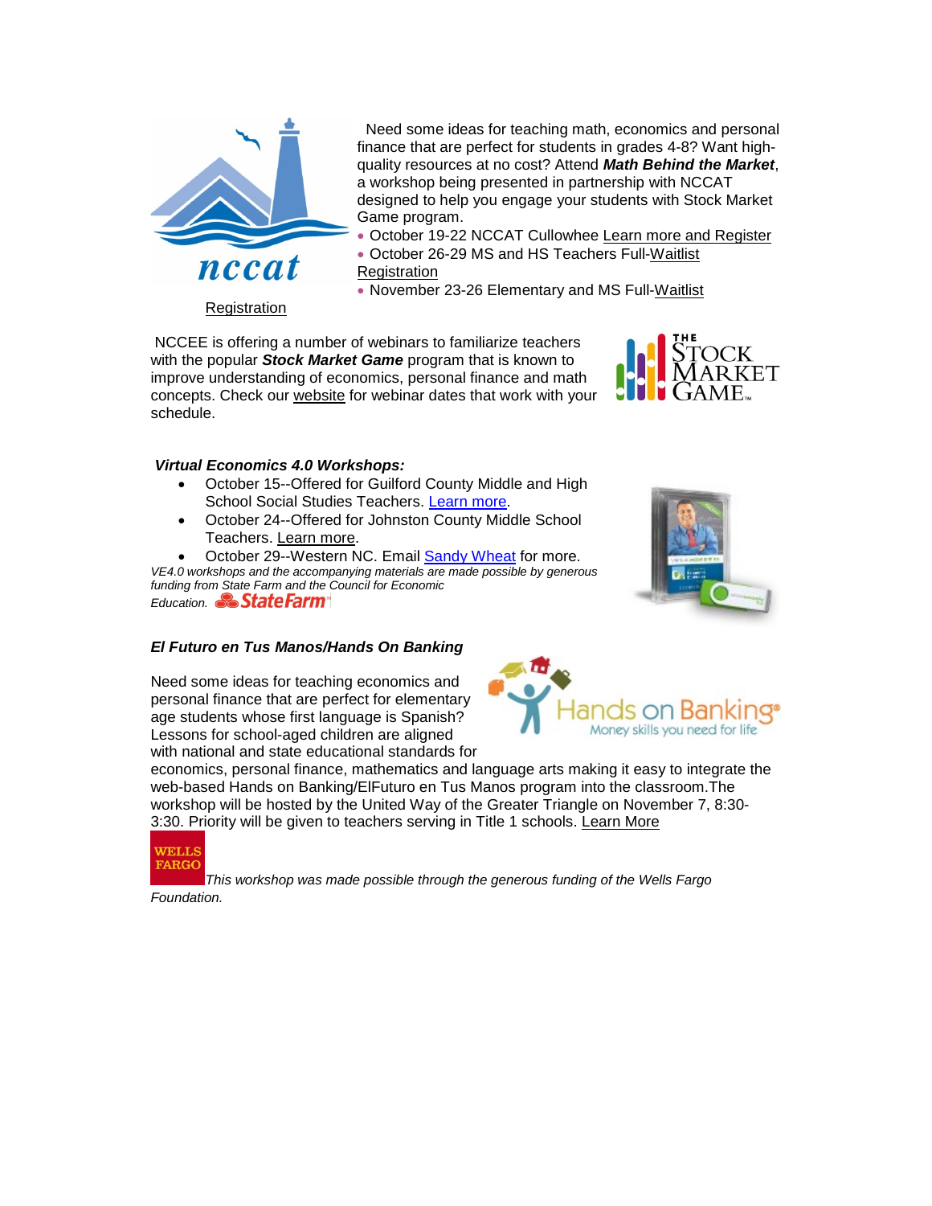Need some ideas for teaching math, economics and personal finance that are perfect for students in grades 4-8? Want high-quality resources at no cost? Attend ***Math Behind the Market***, a workshop being presented in partnership with NCCAT designed to help you engage your students with Stock Market Game program.

- October 19-22 NCCAT Cullowhee Learn more and Register
- October 26-29 MS and HS Teachers Full-Waitlist Registration
- November 23-26 Elementary and MS Full-Waitlist Registration

NCCEE is offering a number of webinars to familiarize teachers with the popular ***Stock Market Game*** program that is known to improve understanding of economics, personal finance and math concepts. Check our website for webinar dates that work with your schedule.

***Virtual Economics 4.0 Workshops:***

- October 15--Offered for Guilford County Middle and High School Social Studies Teachers. Learn more.
- October 24--Offered for Johnston County Middle School Teachers. Learn more.
- October 29--Western NC. Email Sandy Wheat for more.

*VE4.0 workshops and the accompanying materials are made possible by generous funding from State Farm and the Council for Economic Education.*

***El Futuro en Tus Manos/Hands On Banking***

Need some ideas for teaching economics and personal finance that are perfect for elementary age students whose first language is Spanish? Lessons for school-aged children are aligned with national and state educational standards for economics, personal finance, mathematics and language arts making it easy to integrate the web-based Hands on Banking/ElFuturo en Tus Manos program into the classroom.The workshop will be hosted by the United Way of the Greater Triangle on November 7, 8:30-3:30. Priority will be given to teachers serving in Title 1 schools. Learn More

*This workshop was made possible through the generous funding of the Wells Fargo Foundation.*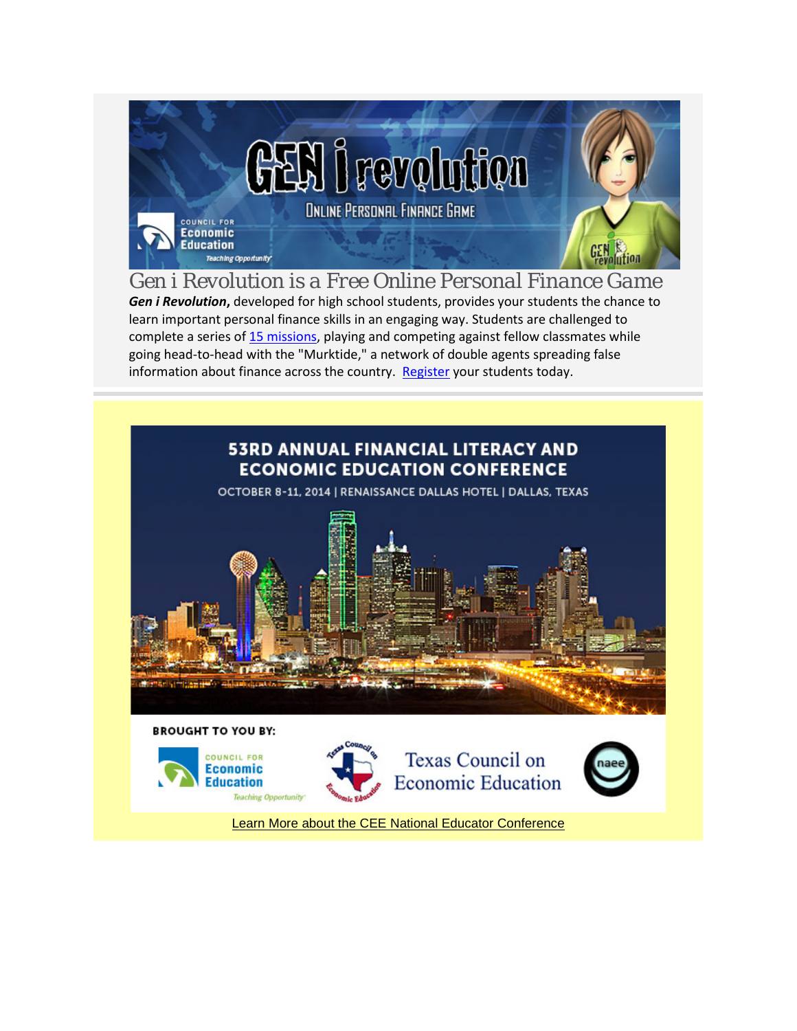## Gen i Revolution is a Free Online Personal Finance Game

***Gen i Revolution*****,** developed for high school students, provides your students the chance to learn important personal finance skills in an engaging way. Students are challenged to complete a series of 15 missions, playing and competing against fellow classmates while going head-to-head with the "Murktide," a network of double agents spreading false information about finance across the country. Register your students today.

---

**53RD ANNUAL FINANCIAL LITERACY AND ECONOMIC EDUCATION CONFERENCE**

OCTOBER 8-11, 2014 | RENAISSANCE DALLAS HOTEL | DALLAS, TEXAS

**BROUGHT TO YOU BY:**

Council for Economic Education — Texas Council on Economic Education — naee

Learn More about the CEE National Educator Conference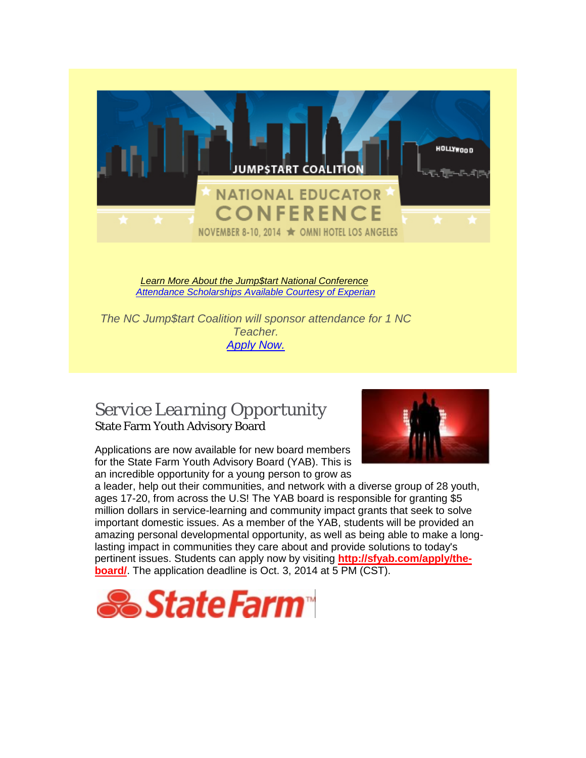JUMP$TART COALITION

NATIONAL EDUCATOR CONFERENCE

NOVEMBER 8-10, 2014 ★ OMNI HOTEL LOS ANGELES

*Learn More About the Jump$tart National Conference*
*Attendance Scholarships Available Courtesy of Experian*

*The NC Jump$tart Coalition will sponsor attendance for 1 NC Teacher.*
*Apply Now.*

## *Service Learning Opportunity*

### State Farm Youth Advisory Board

Applications are now available for new board members for the State Farm Youth Advisory Board (YAB). This is an incredible opportunity for a young person to grow as a leader, help out their communities, and network with a diverse group of 28 youth, ages 17-20, from across the U.S! The YAB board is responsible for granting $5 million dollars in service-learning and community impact grants that seek to solve important domestic issues. As a member of the YAB, students will be provided an amazing personal developmental opportunity, as well as being able to make a long-lasting impact in communities they care about and provide solutions to today's pertinent issues. Students can apply now by visiting **http://sfyab.com/apply/the-board/**. The application deadline is Oct. 3, 2014 at 5 PM (CST).

StateFarm™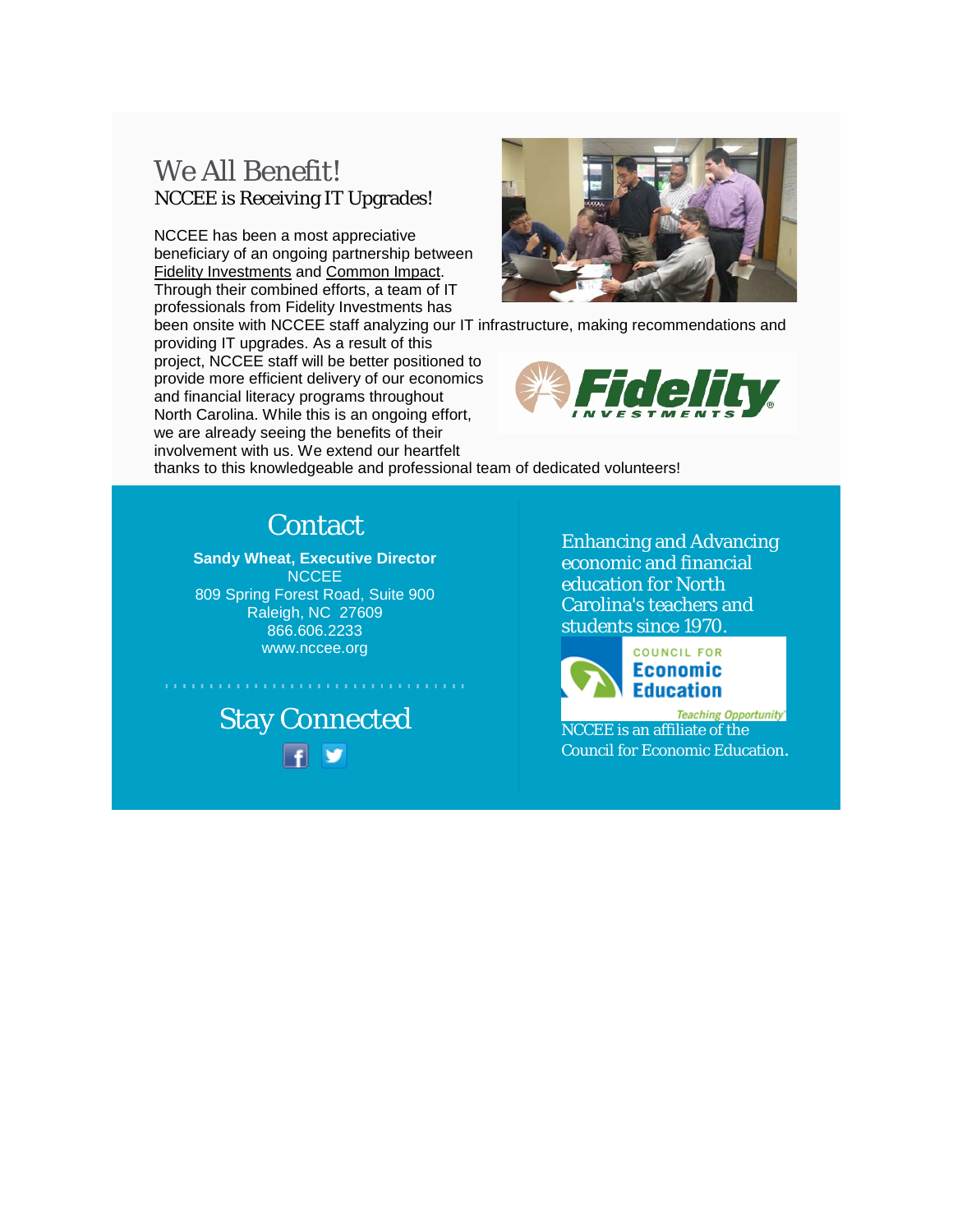# We All Benefit!

## NCCEE is Receiving IT Upgrades!

NCCEE has been a most appreciative beneficiary of an ongoing partnership between Fidelity Investments and Common Impact. Through their combined efforts, a team of IT professionals from Fidelity Investments has been onsite with NCCEE staff analyzing our IT infrastructure, making recommendations and providing IT upgrades. As a result of this project, NCCEE staff will be better positioned to provide more efficient delivery of our economics and financial literacy programs throughout North Carolina. While this is an ongoing effort, we are already seeing the benefits of their involvement with us. We extend our heartfelt thanks to this knowledgeable and professional team of dedicated volunteers!

## Contact

**Sandy Wheat, Executive Director**
NCCEE
809 Spring Forest Road, Suite 900
Raleigh, NC 27609
866.606.2233
www.nccee.org

## Stay Connected

Enhancing and Advancing economic and financial education for North Carolina's teachers and students since 1970.

NCCEE is an affiliate of the Council for Economic Education.